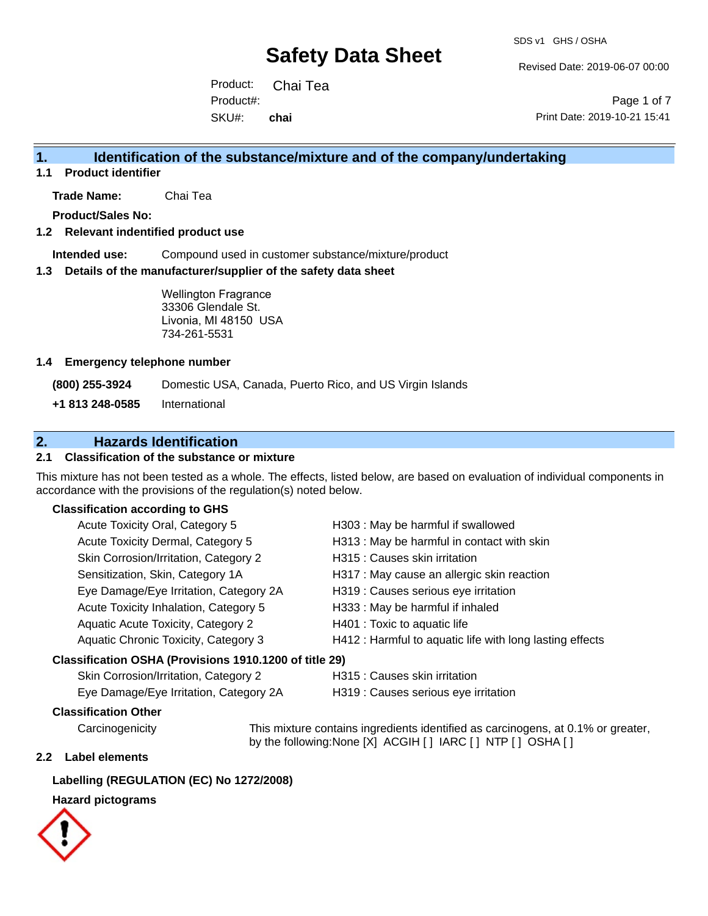# Safety Data Sheet

SDS v1 GHS / OSHA

Revised Date: 2019-06-07 00:00

Print Date: 2019-10-21 15:41

Product: Chai Tea
Product#:
SKU#: **chai**

## 1. Identification of the substance/mixture and of the company/undertaking

### 1.1 Product identifier

**Trade Name:** Chai Tea

**Product/Sales No:**

### 1.2 Relevant identified product use

**Intended use:** Compound used in customer substance/mixture/product

### 1.3 Details of the manufacturer/supplier of the safety data sheet

Wellington Fragrance
33306 Glendale St.
Livonia, MI 48150 USA
734-261-5531

### 1.4 Emergency telephone number

**(800) 255-3924** Domestic USA, Canada, Puerto Rico, and US Virgin Islands

**+1 813 248-0585** International

## 2. Hazards Identification

### 2.1 Classification of the substance or mixture

This mixture has not been tested as a whole. The effects, listed below, are based on evaluation of individual components in accordance with the provisions of the regulation(s) noted below.

**Classification according to GHS**

| | |
|---|---|
| Acute Toxicity Oral, Category 5 | H303 : May be harmful if swallowed |
| Acute Toxicity Dermal, Category 5 | H313 : May be harmful in contact with skin |
| Skin Corrosion/Irritation, Category 2 | H315 : Causes skin irritation |
| Sensitization, Skin, Category 1A | H317 : May cause an allergic skin reaction |
| Eye Damage/Eye Irritation, Category 2A | H319 : Causes serious eye irritation |
| Acute Toxicity Inhalation, Category 5 | H333 : May be harmful if inhaled |
| Aquatic Acute Toxicity, Category 2 | H401 : Toxic to aquatic life |
| Aquatic Chronic Toxicity, Category 3 | H412 : Harmful to aquatic life with long lasting effects |

**Classification OSHA (Provisions 1910.1200 of title 29)**

| | |
|---|---|
| Skin Corrosion/Irritation, Category 2 | H315 : Causes skin irritation |
| Eye Damage/Eye Irritation, Category 2A | H319 : Causes serious eye irritation |

**Classification Other**

Carcinogenicity: This mixture contains ingredients identified as carcinogens, at 0.1% or greater, by the following:None [X] ACGIH [ ] IARC [ ] NTP [ ] OSHA [ ]

### 2.2 Label elements

**Labelling (REGULATION (EC) No 1272/2008)**

**Hazard pictograms**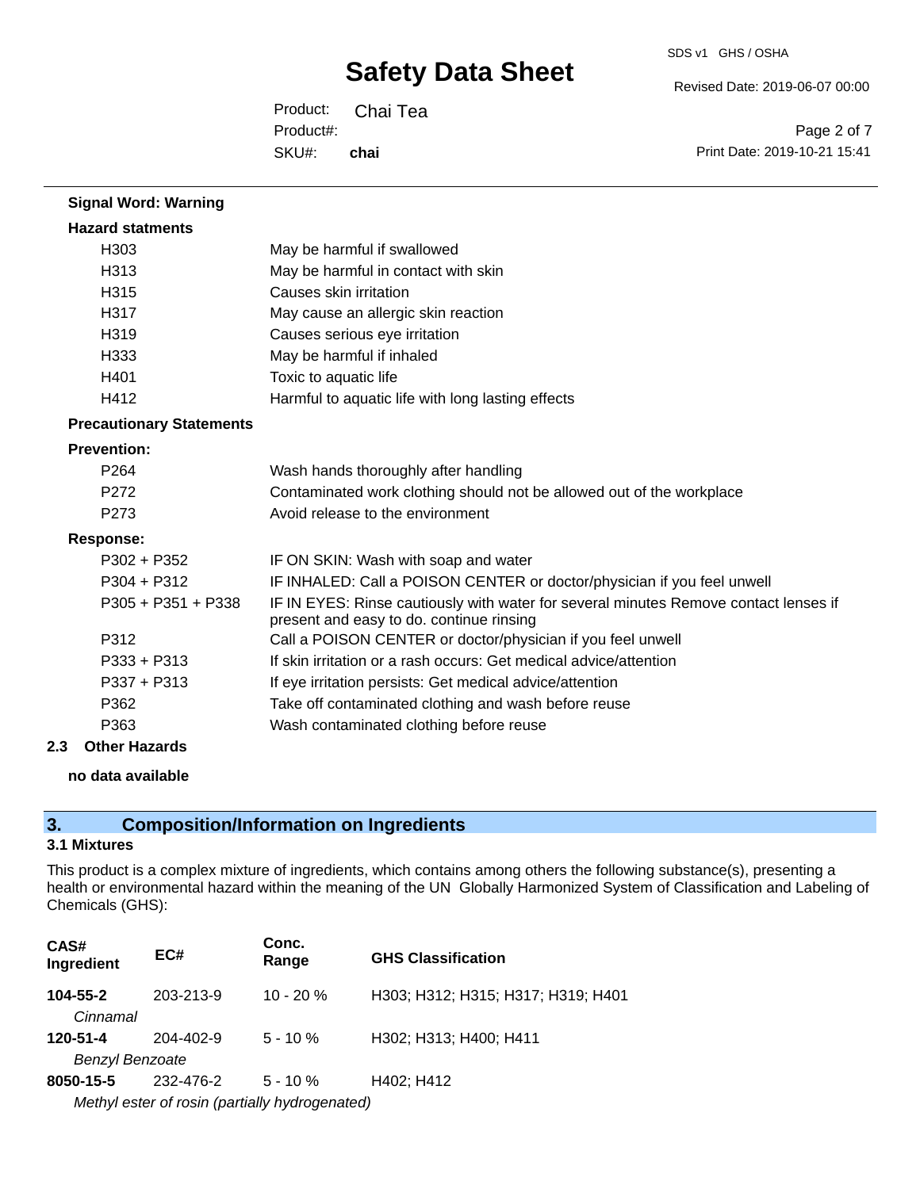**Signal Word: Warning**

**Hazard statments**

| | |
|---|---|
| H303 | May be harmful if swallowed |
| H313 | May be harmful in contact with skin |
| H315 | Causes skin irritation |
| H317 | May cause an allergic skin reaction |
| H319 | Causes serious eye irritation |
| H333 | May be harmful if inhaled |
| H401 | Toxic to aquatic life |
| H412 | Harmful to aquatic life with long lasting effects |

**Precautionary Statements**

**Prevention:**

| | |
|---|---|
| P264 | Wash hands thoroughly after handling |
| P272 | Contaminated work clothing should not be allowed out of the workplace |
| P273 | Avoid release to the environment |

**Response:**

| | |
|---|---|
| P302 + P352 | IF ON SKIN: Wash with soap and water |
| P304 + P312 | IF INHALED: Call a POISON CENTER or doctor/physician if you feel unwell |
| P305 + P351 + P338 | IF IN EYES: Rinse cautiously with water for several minutes Remove contact lenses if present and easy to do. continue rinsing |
| P312 | Call a POISON CENTER or doctor/physician if you feel unwell |
| P333 + P313 | If skin irritation or a rash occurs: Get medical advice/attention |
| P337 + P313 | If eye irritation persists: Get medical advice/attention |
| P362 | Take off contaminated clothing and wash before reuse |
| P363 | Wash contaminated clothing before reuse |

**2.3 Other Hazards**

**no data available**

## 3. Composition/Information on Ingredients

### 3.1 Mixtures

This product is a complex mixture of ingredients, which contains among others the following substance(s), presenting a health or environmental hazard within the meaning of the UN Globally Harmonized System of Classification and Labeling of Chemicals (GHS):

| CAS# Ingredient | EC# | Conc. Range | GHS Classification |
|---|---|---|---|
| **104-55-2** *Cinnamal* | 203-213-9 | 10 - 20 % | H303; H312; H315; H317; H319; H401 |
| **120-51-4** *Benzyl Benzoate* | 204-402-9 | 5 - 10 % | H302; H313; H400; H411 |
| **8050-15-5** *Methyl ester of rosin (partially hydrogenated)* | 232-476-2 | 5 - 10 % | H402; H412 |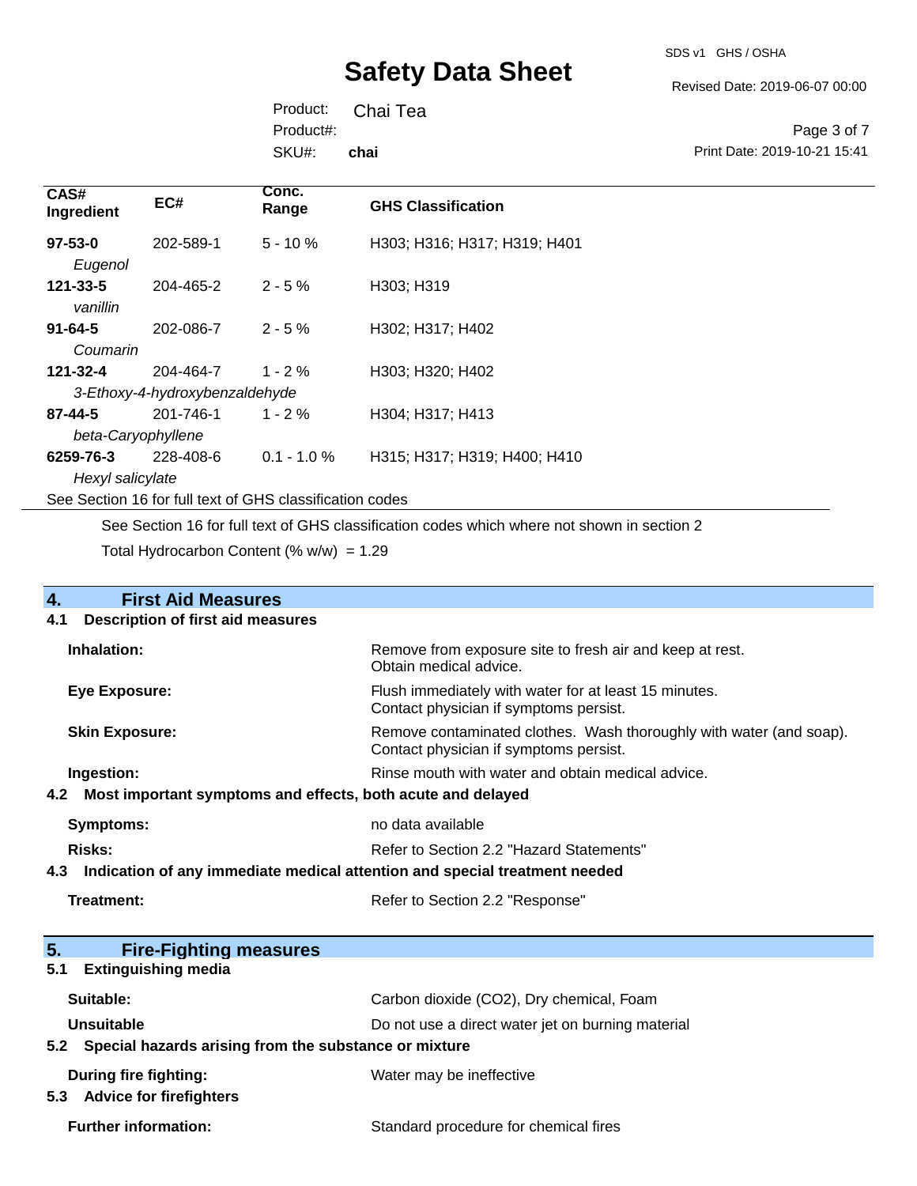| CAS# Ingredient | EC# | Conc. Range | GHS Classification |
|---|---|---|---|
| **97-53-0** *Eugenol* | 202-589-1 | 5 - 10 % | H303; H316; H317; H319; H401 |
| **121-33-5** *vanillin* | 204-465-2 | 2 - 5 % | H303; H319 |
| **91-64-5** *Coumarin* | 202-086-7 | 2 - 5 % | H302; H317; H402 |
| **121-32-4** *3-Ethoxy-4-hydroxybenzaldehyde* | 204-464-7 | 1 - 2 % | H303; H320; H402 |
| **87-44-5** *beta-Caryophyllene* | 201-746-1 | 1 - 2 % | H304; H317; H413 |
| **6259-76-3** *Hexyl salicylate* | 228-408-6 | 0.1 - 1.0 % | H315; H317; H319; H400; H410 |

See Section 16 for full text of GHS classification codes

See Section 16 for full text of GHS classification codes which where not shown in section 2

Total Hydrocarbon Content (% w/w) = 1.29

## 4. First Aid Measures

### 4.1 Description of first aid measures

**Inhalation:** Remove from exposure site to fresh air and keep at rest. Obtain medical advice.

**Eye Exposure:** Flush immediately with water for at least 15 minutes. Contact physician if symptoms persist.

**Skin Exposure:** Remove contaminated clothes. Wash thoroughly with water (and soap). Contact physician if symptoms persist.

**Ingestion:** Rinse mouth with water and obtain medical advice.

### 4.2 Most important symptoms and effects, both acute and delayed

**Symptoms:** no data available

**Risks:** Refer to Section 2.2 "Hazard Statements"

### 4.3 Indication of any immediate medical attention and special treatment needed

**Treatment:** Refer to Section 2.2 "Response"

## 5. Fire-Fighting measures

### 5.1 Extinguishing media

**Suitable:** Carbon dioxide ($CO_2$), Dry chemical, Foam

**Unsuitable** Do not use a direct water jet on burning material

### 5.2 Special hazards arising from the substance or mixture

**During fire fighting:** Water may be ineffective

### 5.3 Advice for firefighters

**Further information:** Standard procedure for chemical fires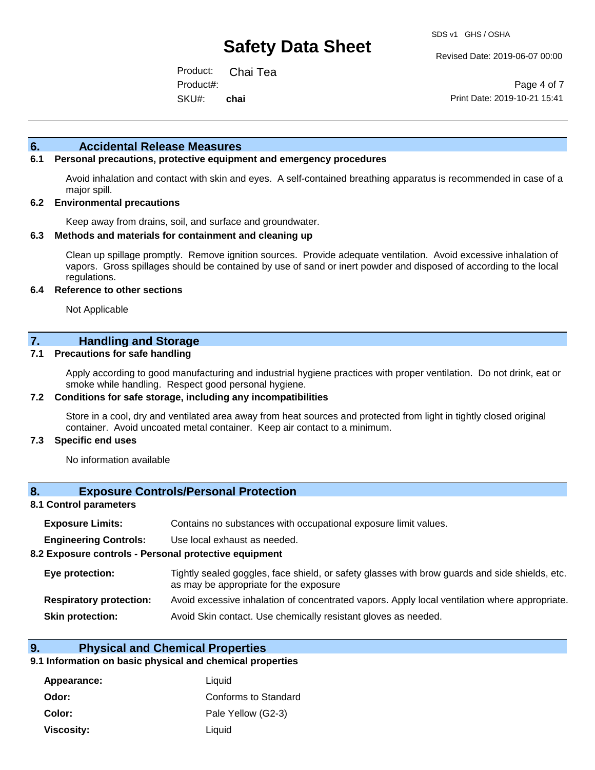## 6. Accidental Release Measures

### 6.1 Personal precautions, protective equipment and emergency procedures

Avoid inhalation and contact with skin and eyes. A self-contained breathing apparatus is recommended in case of a major spill.

### 6.2 Environmental precautions

Keep away from drains, soil, and surface and groundwater.

### 6.3 Methods and materials for containment and cleaning up

Clean up spillage promptly. Remove ignition sources. Provide adequate ventilation. Avoid excessive inhalation of vapors. Gross spillages should be contained by use of sand or inert powder and disposed of according to the local regulations.

### 6.4 Reference to other sections

Not Applicable

## 7. Handling and Storage

### 7.1 Precautions for safe handling

Apply according to good manufacturing and industrial hygiene practices with proper ventilation. Do not drink, eat or smoke while handling. Respect good personal hygiene.

### 7.2 Conditions for safe storage, including any incompatibilities

Store in a cool, dry and ventilated area away from heat sources and protected from light in tightly closed original container. Avoid uncoated metal container. Keep air contact to a minimum.

### 7.3 Specific end uses

No information available

## 8. Exposure Controls/Personal Protection

### 8.1 Control parameters

| | |
|---|---|
| **Exposure Limits:** | Contains no substances with occupational exposure limit values. |
| **Engineering Controls:** | Use local exhaust as needed. |

### 8.2 Exposure controls - Personal protective equipment

| | |
|---|---|
| **Eye protection:** | Tightly sealed goggles, face shield, or safety glasses with brow guards and side shields, etc. as may be appropriate for the exposure |
| **Respiratory protection:** | Avoid excessive inhalation of concentrated vapors. Apply local ventilation where appropriate. |
| **Skin protection:** | Avoid Skin contact. Use chemically resistant gloves as needed. |

## 9. Physical and Chemical Properties

### 9.1 Information on basic physical and chemical properties

| | |
|---|---|
| **Appearance:** | Liquid |
| **Odor:** | Conforms to Standard |
| **Color:** | Pale Yellow (G2-3) |
| **Viscosity:** | Liquid |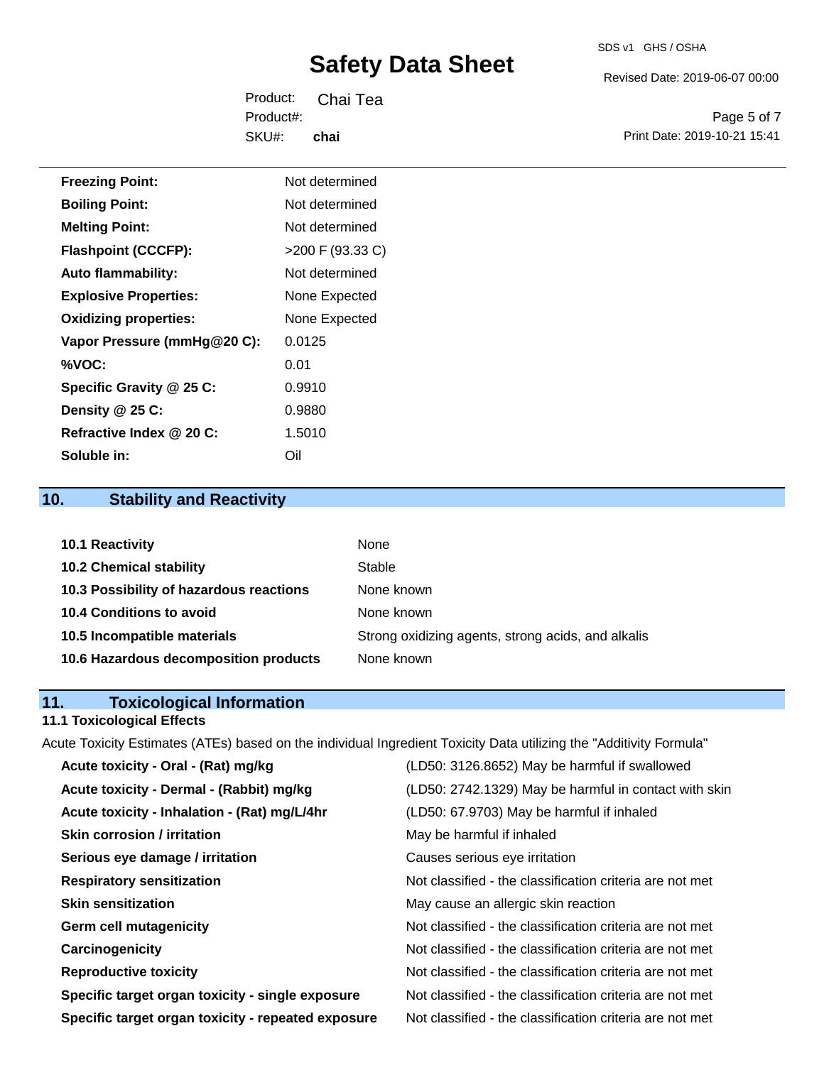| | |
|---|---|
| **Freezing Point:** | Not determined |
| **Boiling Point:** | Not determined |
| **Melting Point:** | Not determined |
| **Flashpoint (CCCFP):** | >200 F (93.33 C) |
| **Auto flammability:** | Not determined |
| **Explosive Properties:** | None Expected |
| **Oxidizing properties:** | None Expected |
| **Vapor Pressure (mmHg@20 C):** | 0.0125 |
| **%VOC:** | 0.01 |
| **Specific Gravity @ 25 C:** | 0.9910 |
| **Density @ 25 C:** | 0.9880 |
| **Refractive Index @ 20 C:** | 1.5010 |
| **Soluble in:** | Oil |

## 10. Stability and Reactivity

| | |
|---|---|
| **10.1 Reactivity** | None |
| **10.2 Chemical stability** | Stable |
| **10.3 Possibility of hazardous reactions** | None known |
| **10.4 Conditions to avoid** | None known |
| **10.5 Incompatible materials** | Strong oxidizing agents, strong acids, and alkalis |
| **10.6 Hazardous decomposition products** | None known |

## 11. Toxicological Information

### 11.1 Toxicological Effects

Acute Toxicity Estimates (ATEs) based on the individual Ingredient Toxicity Data utilizing the "Additivity Formula"

| | |
|---|---|
| **Acute toxicity - Oral - (Rat) mg/kg** | (LD50: 3126.8652) May be harmful if swallowed |
| **Acute toxicity - Dermal - (Rabbit) mg/kg** | (LD50: 2742.1329) May be harmful in contact with skin |
| **Acute toxicity - Inhalation - (Rat) mg/L/4hr** | (LD50: 67.9703) May be harmful if inhaled |
| **Skin corrosion / irritation** | May be harmful if inhaled |
| **Serious eye damage / irritation** | Causes serious eye irritation |
| **Respiratory sensitization** | Not classified - the classification criteria are not met |
| **Skin sensitization** | May cause an allergic skin reaction |
| **Germ cell mutagenicity** | Not classified - the classification criteria are not met |
| **Carcinogenicity** | Not classified - the classification criteria are not met |
| **Reproductive toxicity** | Not classified - the classification criteria are not met |
| **Specific target organ toxicity - single exposure** | Not classified - the classification criteria are not met |
| **Specific target organ toxicity - repeated exposure** | Not classified - the classification criteria are not met |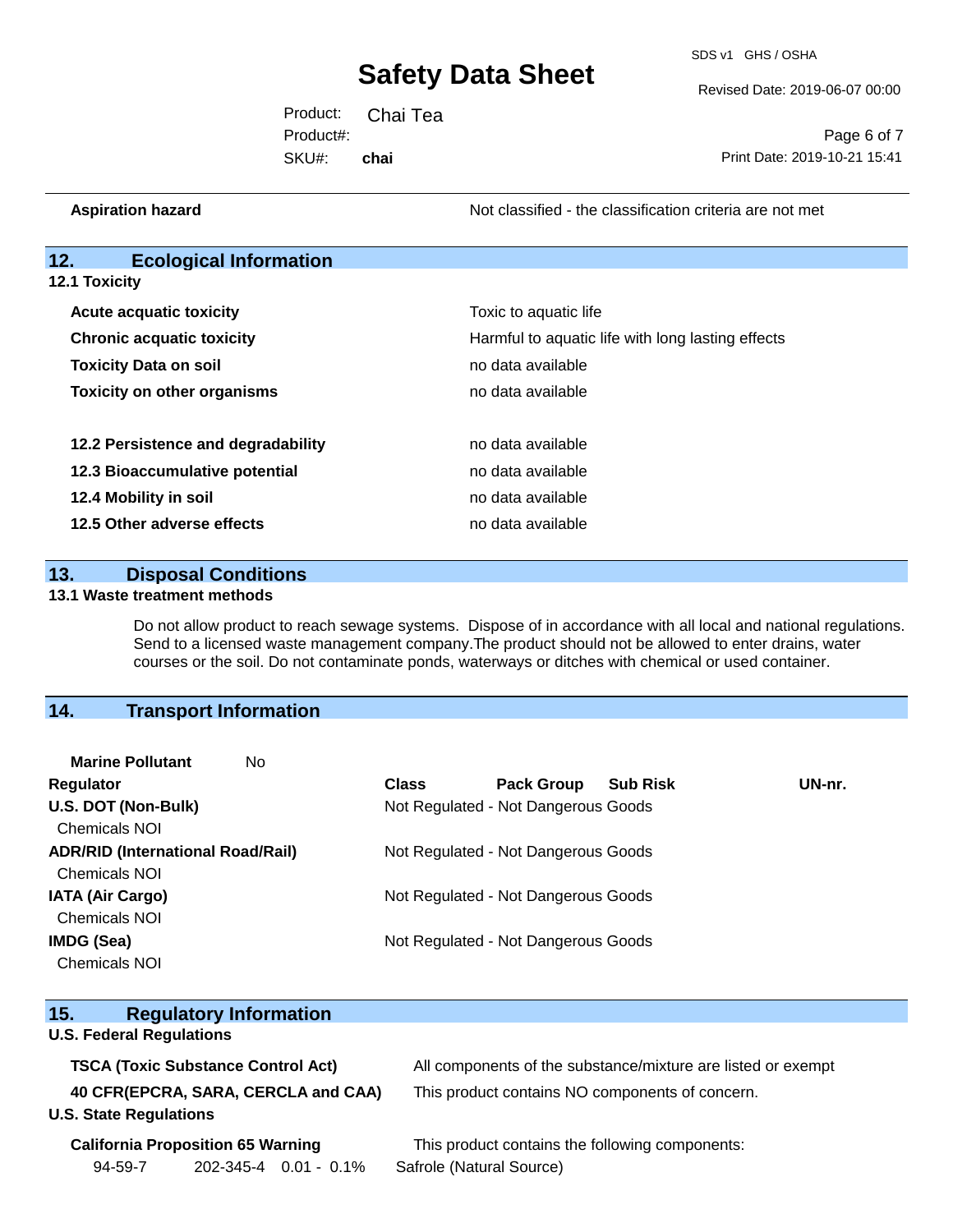| | |
|---|---|
| **Aspiration hazard** | Not classified - the classification criteria are not met |

## 12. Ecological Information

### 12.1 Toxicity

| | |
|---|---|
| **Acute acquatic toxicity** | Toxic to aquatic life |
| **Chronic acquatic toxicity** | Harmful to aquatic life with long lasting effects |
| **Toxicity Data on soil** | no data available |
| **Toxicity on other organisms** | no data available |

| | |
|---|---|
| **12.2 Persistence and degradability** | no data available |
| **12.3 Bioaccumulative potential** | no data available |
| **12.4 Mobility in soil** | no data available |
| **12.5 Other adverse effects** | no data available |

## 13. Disposal Conditions

### 13.1 Waste treatment methods

Do not allow product to reach sewage systems. Dispose of in accordance with all local and national regulations. Send to a licensed waste management company.The product should not be allowed to enter drains, water courses or the soil. Do not contaminate ponds, waterways or ditches with chemical or used container.

## 14. Transport Information

**Marine Pollutant** No

| Regulator | Class | Pack Group | Sub Risk | UN-nr. |
|---|---|---|---|---|
| **U.S. DOT (Non-Bulk)**<br>Chemicals NOI | Not Regulated - Not Dangerous Goods | | | |
| **ADR/RID (International Road/Rail)**<br>Chemicals NOI | Not Regulated - Not Dangerous Goods | | | |
| **IATA (Air Cargo)**<br>Chemicals NOI | Not Regulated - Not Dangerous Goods | | | |
| **IMDG (Sea)**<br>Chemicals NOI | Not Regulated - Not Dangerous Goods | | | |

## 15. Regulatory Information

### U.S. Federal Regulations

| | |
|---|---|
| **TSCA (Toxic Substance Control Act)** | All components of the substance/mixture are listed or exempt |
| **40 CFR(EPCRA, SARA, CERCLA and CAA)** | This product contains NO components of concern. |

### U.S. State Regulations

**California Proposition 65 Warning** This product contains the following components:

| | | | |
|---|---|---|---|
| 94-59-7 | 202-345-4 | 0.01 - 0.1% | Safrole (Natural Source) |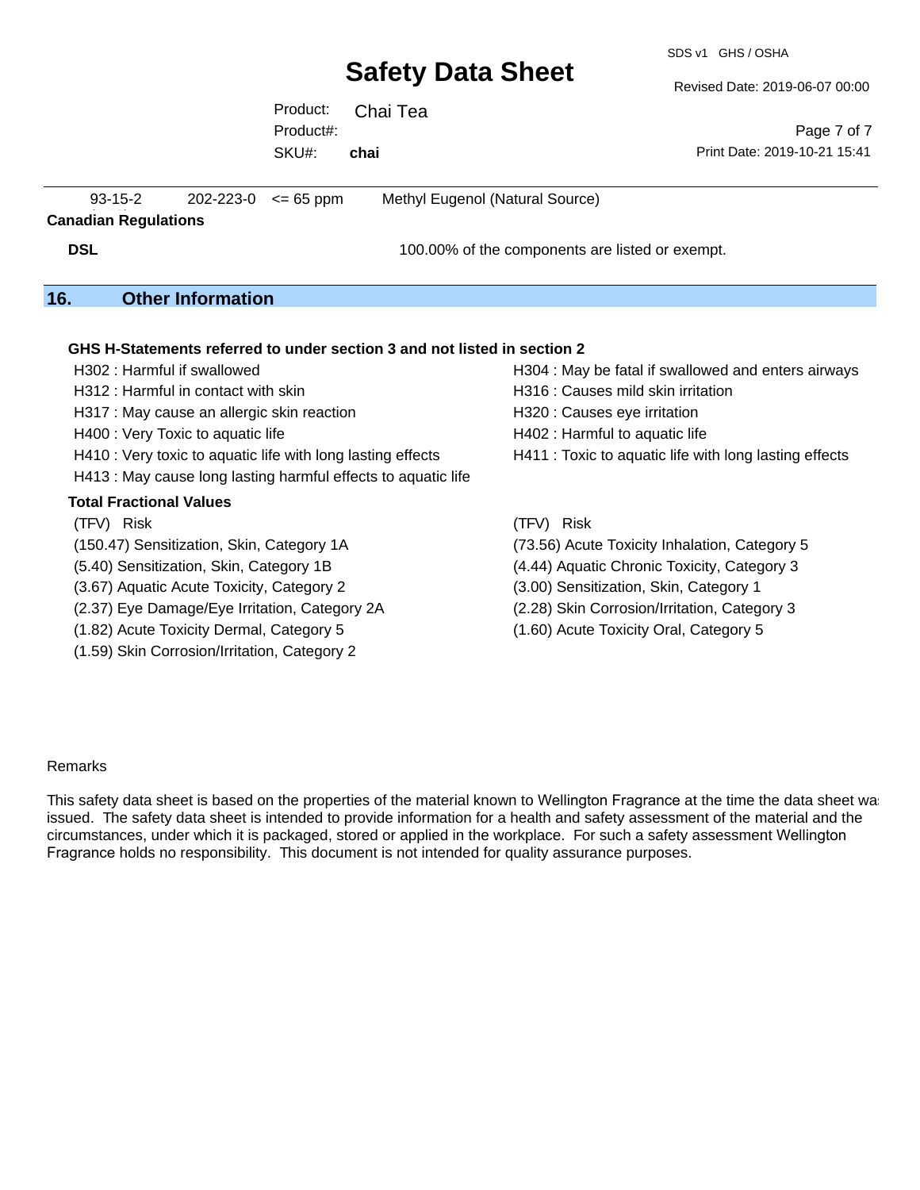| | | | |
|---|---|---|---|
| 93-15-2 | 202-223-0 | <= 65 ppm | Methyl Eugenol (Natural Source) |

**Canadian Regulations**

**DSL** 100.00% of the components are listed or exempt.

## 16. Other Information

**GHS H-Statements referred to under section 3 and not listed in section 2**

- H302 : Harmful if swallowed
- H304 : May be fatal if swallowed and enters airways
- H312 : Harmful in contact with skin
- H316 : Causes mild skin irritation
- H317 : May cause an allergic skin reaction
- H320 : Causes eye irritation
- H400 : Very Toxic to aquatic life
- H402 : Harmful to aquatic life
- H410 : Very toxic to aquatic life with long lasting effects
- H411 : Toxic to aquatic life with long lasting effects
- H413 : May cause long lasting harmful effects to aquatic life

**Total Fractional Values**

| (TFV) Risk | (TFV) Risk |
|---|---|
| (150.47) Sensitization, Skin, Category 1A | (73.56) Acute Toxicity Inhalation, Category 5 |
| (5.40) Sensitization, Skin, Category 1B | (4.44) Aquatic Chronic Toxicity, Category 3 |
| (3.67) Aquatic Acute Toxicity, Category 2 | (3.00) Sensitization, Skin, Category 1 |
| (2.37) Eye Damage/Eye Irritation, Category 2A | (2.28) Skin Corrosion/Irritation, Category 3 |
| (1.82) Acute Toxicity Dermal, Category 5 | (1.60) Acute Toxicity Oral, Category 5 |
| (1.59) Skin Corrosion/Irritation, Category 2 | |

Remarks

This safety data sheet is based on the properties of the material known to Wellington Fragrance at the time the data sheet was issued. The safety data sheet is intended to provide information for a health and safety assessment of the material and the circumstances, under which it is packaged, stored or applied in the workplace. For such a safety assessment Wellington Fragrance holds no responsibility. This document is not intended for quality assurance purposes.